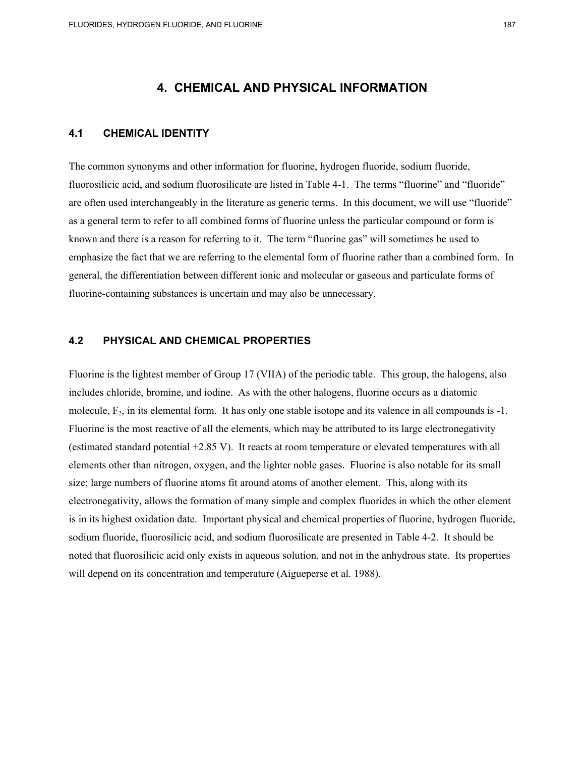# 4. CHEMICAL AND PHYSICAL INFORMATION

## 4.1 CHEMICAL IDENTITY

The common synonyms and other information for fluorine, hydrogen fluoride, sodium fluoride, fluorosilicic acid, and sodium fluorosilicate are listed in Table 4-1. The terms "fluorine" and "fluoride" are often used interchangeably in the literature as generic terms. In this document, we will use "fluoride" as a general term to refer to all combined forms of fluorine unless the particular compound or form is known and there is a reason for referring to it. The term "fluorine gas" will sometimes be used to emphasize the fact that we are referring to the elemental form of fluorine rather than a combined form. In general, the differentiation between different ionic and molecular or gaseous and particulate forms of fluorine-containing substances is uncertain and may also be unnecessary.

## 4.2 PHYSICAL AND CHEMICAL PROPERTIES

Fluorine is the lightest member of Group 17 (VIIA) of the periodic table. This group, the halogens, also includes chloride, bromine, and iodine. As with the other halogens, fluorine occurs as a diatomic molecule, $F_2$, in its elemental form. It has only one stable isotope and its valence in all compounds is -1. Fluorine is the most reactive of all the elements, which may be attributed to its large electronegativity (estimated standard potential +2.85 V). It reacts at room temperature or elevated temperatures with all elements other than nitrogen, oxygen, and the lighter noble gases. Fluorine is also notable for its small size; large numbers of fluorine atoms fit around atoms of another element. This, along with its electronegativity, allows the formation of many simple and complex fluorides in which the other element is in its highest oxidation date. Important physical and chemical properties of fluorine, hydrogen fluoride, sodium fluoride, fluorosilicic acid, and sodium fluorosilicate are presented in Table 4-2. It should be noted that fluorosilicic acid only exists in aqueous solution, and not in the anhydrous state. Its properties will depend on its concentration and temperature (Aigueperse et al. 1988).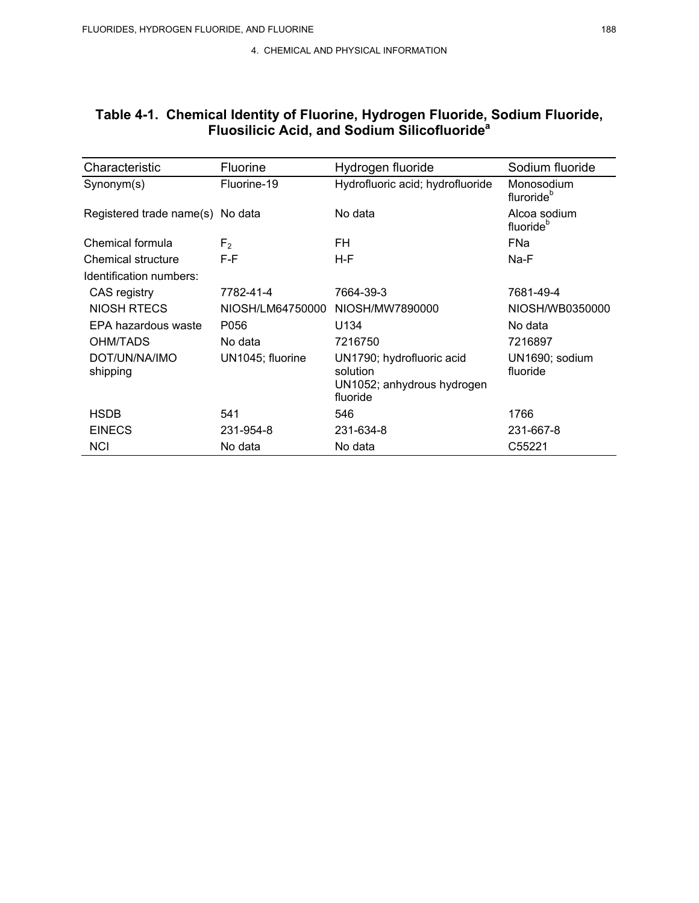## Table 4-1. Chemical Identity of Fluorine, Hydrogen Fluoride, Sodium Fluoride, Fluosilicic Acid, and Sodium Silicofluoride[a]

| Characteristic | Fluorine | Hydrogen fluoride | Sodium fluoride |
|---|---|---|---|
| Synonym(s) | Fluorine-19 | Hydrofluoric acid; hydrofluoride | Monosodium fluroride[b] |
| Registered trade name(s) | No data | No data | Alcoa sodium fluoride[b] |
| Chemical formula | $F_2$ | FH | FNa |
| Chemical structure | F-F | H-F | Na-F |
| Identification numbers: | | | |
| CAS registry | 7782-41-4 | 7664-39-3 | 7681-49-4 |
| NIOSH RTECS | NIOSH/LM64750000 | NIOSH/MW7890000 | NIOSH/WB0350000 |
| EPA hazardous waste | P056 | U134 | No data |
| OHM/TADS | No data | 7216750 | 7216897 |
| DOT/UN/NA/IMO shipping | UN1045; fluorine | UN1790; hydrofluoric acid solution UN1052; anhydrous hydrogen fluoride | UN1690; sodium fluoride |
| HSDB | 541 | 546 | 1766 |
| EINECS | 231-954-8 | 231-634-8 | 231-667-8 |
| NCI | No data | No data | C55221 |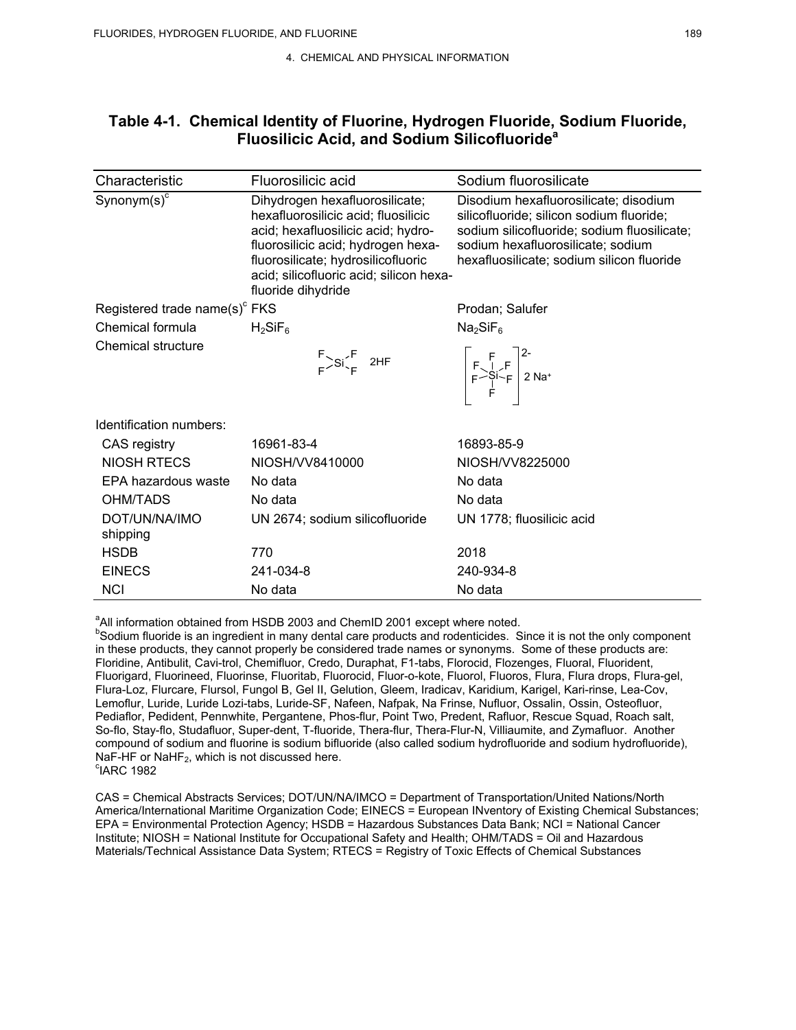**Table 4-1. Chemical Identity of Fluorine, Hydrogen Fluoride, Sodium Fluoride, Fluosilicic Acid, and Sodium Silicofluoride[a]**

| Characteristic | Fluorosilicic acid | Sodium fluorosilicate |
|---|---|---|
| Synonym(s)[c] | Dihydrogen hexafluorosilicate; hexafluorosilicic acid; fluosilicic acid; hexafluosilicic acid; hydro-fluorosilicic acid; hydrogen hexa-fluorosilicate; hydrosilicofluoric acid; silicofluoric acid; silicon hexa-fluoride dihydride | Disodium hexafluorosilicate; disodium silicofluoride; silicon sodium fluoride; sodium silicofluoride; sodium fluosilicate; sodium hexafluorosilicate; sodium hexafluosilicate; sodium silicon fluoride |
| Registered trade name(s)[c] | FKS | Prodan; Salufer |
| Chemical formula | $H_2SiF_6$ | $Na_2SiF_6$ |
| Chemical structure | $SiF_4 \cdot 2HF$ | $[SiF_6]^{2-}$ 2 $Na^+$ |
| Identification numbers: | | |
| CAS registry | 16961-83-4 | 16893-85-9 |
| NIOSH RTECS | NIOSH/VV8410000 | NIOSH/VV8225000 |
| EPA hazardous waste | No data | No data |
| OHM/TADS | No data | No data |
| DOT/UN/NA/IMO shipping | UN 2674; sodium silicofluoride | UN 1778; fluosilicic acid |
| HSDB | 770 | 2018 |
| EINECS | 241-034-8 | 240-934-8 |
| NCI | No data | No data |

[a]All information obtained from HSDB 2003 and ChemID 2001 except where noted.
[b]Sodium fluoride is an ingredient in many dental care products and rodenticides. Since it is not the only component in these products, they cannot properly be considered trade names or synonyms. Some of these products are: Floridine, Antibulit, Cavi-trol, Chemifluor, Credo, Duraphat, F1-tabs, Florocid, Flozenges, Fluoral, Fluorident, Fluorigard, Fluorineed, Fluorinse, Fluoritab, Fluorocid, Fluor-o-kote, Fluorol, Fluoros, Flura, Flura drops, Flura-gel, Flura-Loz, Flurcare, Flursol, Fungol B, Gel II, Gelution, Gleem, Iradicav, Karidium, Karigel, Kari-rinse, Lea-Cov, Lemoflur, Luride, Luride Lozi-tabs, Luride-SF, Nafeen, Nafpak, Na Frinse, Nufluor, Ossalin, Ossin, Osteofluor, Pediaflor, Pedident, Pennwhite, Pergantene, Phos-flur, Point Two, Predent, Rafluor, Rescue Squad, Roach salt, So-flo, Stay-flo, Studafluor, Super-dent, T-fluoride, Thera-flur, Thera-Flur-N, Villiaumite, and Zymafluor. Another compound of sodium and fluorine is sodium bifluoride (also called sodium hydrofluoride and sodium hydrofluoride), NaF-HF or $NaHF_2$, which is not discussed here.
[c]IARC 1982

CAS = Chemical Abstracts Services; DOT/UN/NA/IMCO = Department of Transportation/United Nations/North America/International Maritime Organization Code; EINECS = European INventory of Existing Chemical Substances; EPA = Environmental Protection Agency; HSDB = Hazardous Substances Data Bank; NCI = National Cancer Institute; NIOSH = National Institute for Occupational Safety and Health; OHM/TADS = Oil and Hazardous Materials/Technical Assistance Data System; RTECS = Registry of Toxic Effects of Chemical Substances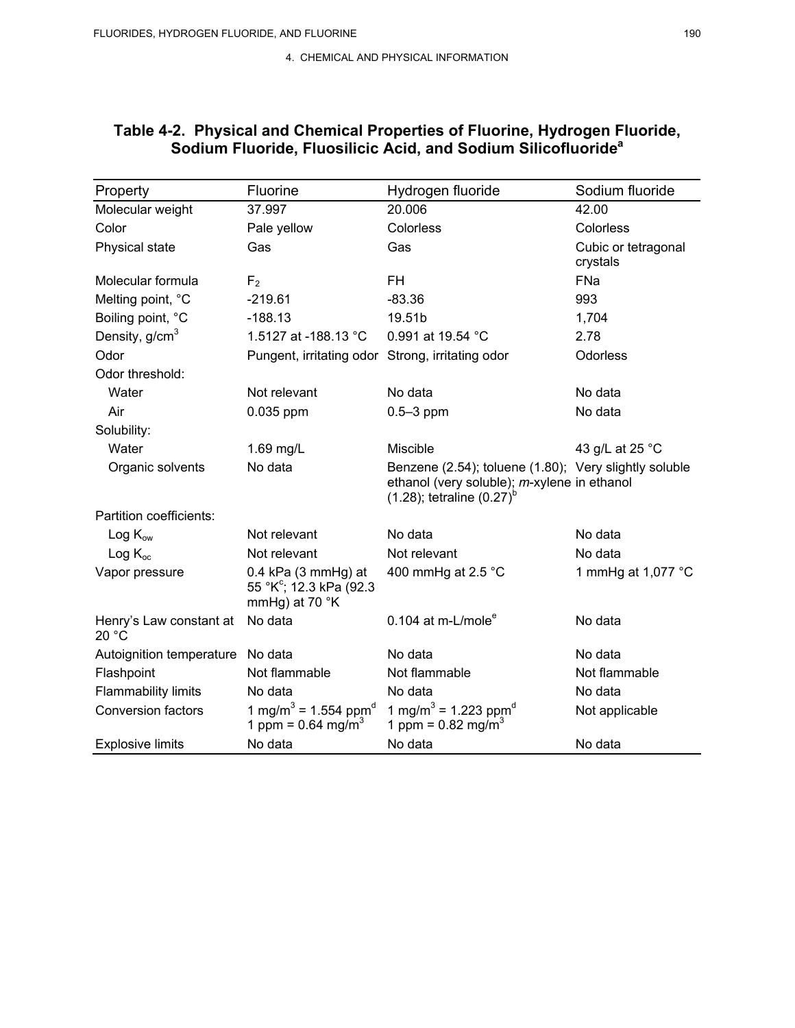## Table 4-2. Physical and Chemical Properties of Fluorine, Hydrogen Fluoride, Sodium Fluoride, Fluosilicic Acid, and Sodium Silicofluoride[a]

| Property | Fluorine | Hydrogen fluoride | Sodium fluoride |
|---|---|---|---|
| Molecular weight | 37.997 | 20.006 | 42.00 |
| Color | Pale yellow | Colorless | Colorless |
| Physical state | Gas | Gas | Cubic or tetragonal crystals |
| Molecular formula | $F_2$ | FH | FNa |
| Melting point, °C | -219.61 | -83.36 | 993 |
| Boiling point, °C | -188.13 | 19.51b | 1,704 |
| Density, g/cm$^3$ | 1.5127 at -188.13 °C | 0.991 at 19.54 °C | 2.78 |
| Odor | Pungent, irritating odor | Strong, irritating odor | Odorless |
| Odor threshold: | | | |
| Water | Not relevant | No data | No data |
| Air | 0.035 ppm | 0.5–3 ppm | No data |
| Solubility: | | | |
| Water | 1.69 mg/L | Miscible | 43 g/L at 25 °C |
| Organic solvents | No data | Benzene (2.54); toluene (1.80); ethanol (very soluble); *m*-xylene (1.28); tetraline (0.27)[b] | Very slightly soluble in ethanol |
| Partition coefficients: | | | |
| Log $K_{ow}$ | Not relevant | No data | No data |
| Log $K_{oc}$ | Not relevant | Not relevant | No data |
| Vapor pressure | 0.4 kPa (3 mmHg) at 55 °K[c]; 12.3 kPa (92.3 mmHg) at 70 °K | 400 mmHg at 2.5 °C | 1 mmHg at 1,077 °C |
| Henry's Law constant at 20 °C | No data | 0.104 at m-L/mole[e] | No data |
| Autoignition temperature | No data | No data | No data |
| Flashpoint | Not flammable | Not flammable | Not flammable |
| Flammability limits | No data | No data | No data |
| Conversion factors | 1 mg/m$^3$ = 1.554 ppm[d]<br>1 ppm = 0.64 mg/m$^3$ | 1 mg/m$^3$ = 1.223 ppm[d]<br>1 ppm = 0.82 mg/m$^3$ | Not applicable |
| Explosive limits | No data | No data | No data |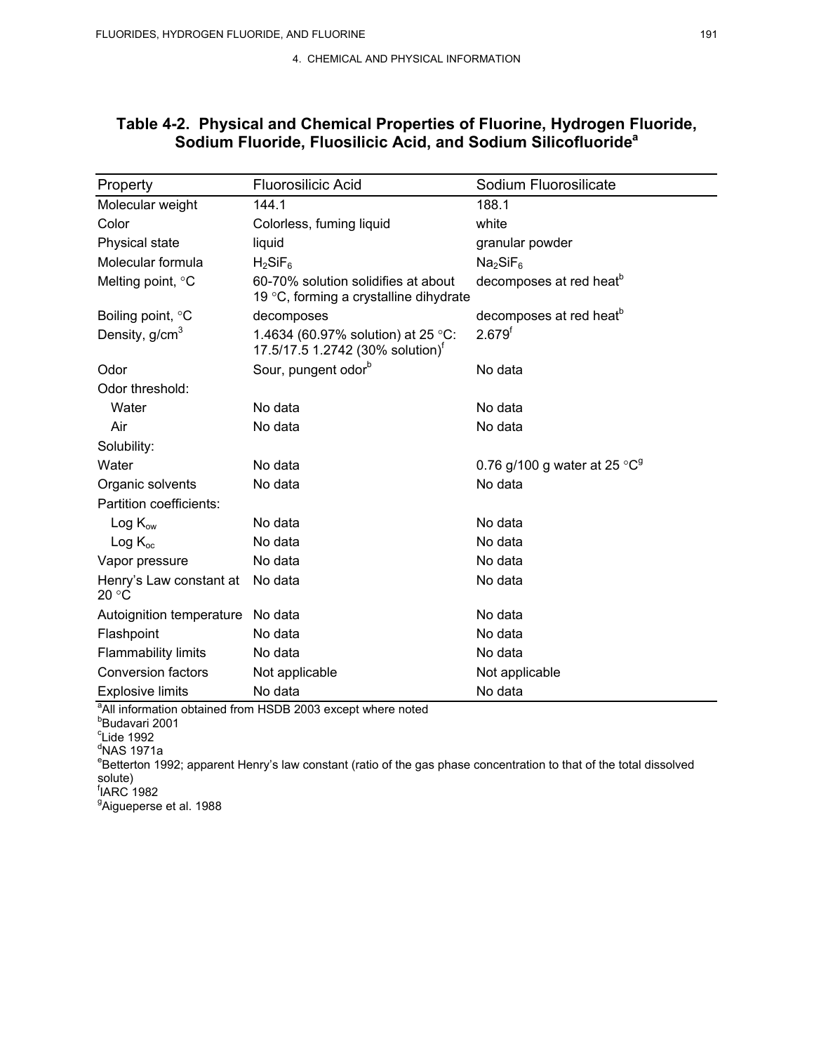### Table 4-2. Physical and Chemical Properties of Fluorine, Hydrogen Fluoride, Sodium Fluoride, Fluosilicic Acid, and Sodium Silicofluoride[a]

| Property | Fluorosilicic Acid | Sodium Fluorosilicate |
|---|---|---|
| Molecular weight | 144.1 | 188.1 |
| Color | Colorless, fuming liquid | white |
| Physical state | liquid | granular powder |
| Molecular formula | $H_2SiF_6$ | $Na_2SiF_6$ |
| Melting point, °C | 60-70% solution solidifies at about 19 °C, forming a crystalline dihydrate | decomposes at red heat[b] |
| Boiling point, °C | decomposes | decomposes at red heat[b] |
| Density, g/cm$^3$ | 1.4634 (60.97% solution) at 25 °C: 17.5/17.5 1.2742 (30% solution)[f] | 2.679[f] |
| Odor | Sour, pungent odor[b] | No data |
| Odor threshold: | | |
| Water | No data | No data |
| Air | No data | No data |
| Solubility: | | |
| Water | No data | 0.76 g/100 g water at 25 °C[g] |
| Organic solvents | No data | No data |
| Partition coefficients: | | |
| Log $K_{ow}$ | No data | No data |
| Log $K_{oc}$ | No data | No data |
| Vapor pressure | No data | No data |
| Henry's Law constant at 20 °C | No data | No data |
| Autoignition temperature | No data | No data |
| Flashpoint | No data | No data |
| Flammability limits | No data | No data |
| Conversion factors | Not applicable | Not applicable |
| Explosive limits | No data | No data |

[a]All information obtained from HSDB 2003 except where noted
[b]Budavari 2001
[c]Lide 1992
[d]NAS 1971a
[e]Betterton 1992; apparent Henry's law constant (ratio of the gas phase concentration to that of the total dissolved solute)
[f]IARC 1982
[g]Aigueperse et al. 1988